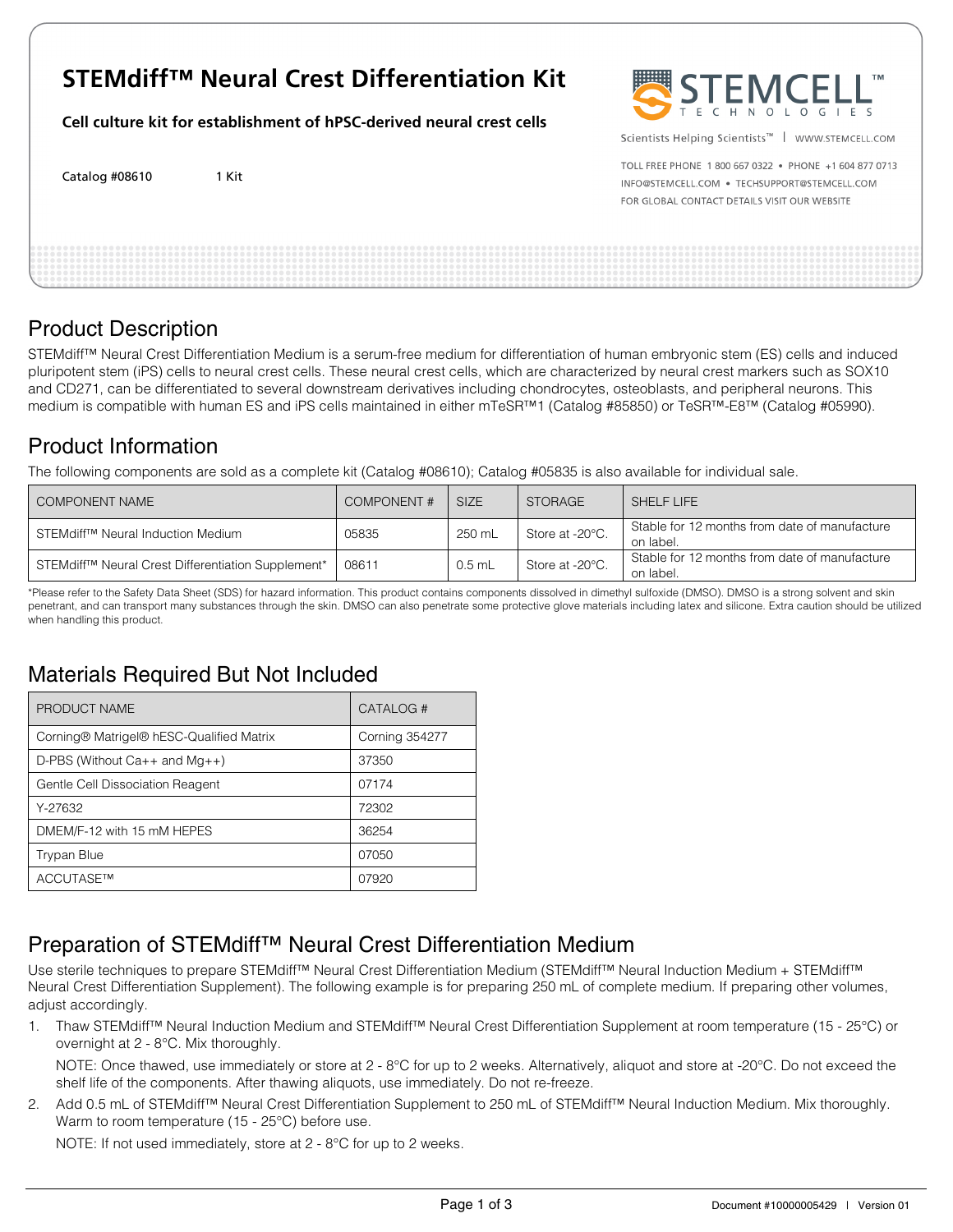# STEMdiff™ Neural Crest Differentiation Kit

**Cell culture kit for establishment of hPSC-derived neural crest cells**

Catalog #08610 1 Kit

STEMCELL TECHNOLOGIES

Scientists Helping Scientists™ | WWW.STEMCELL.COM

TOLL FREE PHONE 1 800 667 0322 • PHONE +1 604 877 0713
INFO@STEMCELL.COM • TECHSUPPORT@STEMCELL.COM
FOR GLOBAL CONTACT DETAILS VISIT OUR WEBSITE

## Product Description

STEMdiff™ Neural Crest Differentiation Medium is a serum-free medium for differentiation of human embryonic stem (ES) cells and induced pluripotent stem (iPS) cells to neural crest cells. These neural crest cells, which are characterized by neural crest markers such as SOX10 and CD271, can be differentiated to several downstream derivatives including chondrocytes, osteoblasts, and peripheral neurons. This medium is compatible with human ES and iPS cells maintained in either mTeSR™1 (Catalog #85850) or TeSR™-E8™ (Catalog #05990).

## Product Information

The following components are sold as a complete kit (Catalog #08610); Catalog #05835 is also available for individual sale.

| COMPONENT NAME | COMPONENT # | SIZE | STORAGE | SHELF LIFE |
|---|---|---|---|---|
| STEMdiff™ Neural Induction Medium | 05835 | 250 mL | Store at -20°C. | Stable for 12 months from date of manufacture on label. |
| STEMdiff™ Neural Crest Differentiation Supplement* | 08611 | 0.5 mL | Store at -20°C. | Stable for 12 months from date of manufacture on label. |

*Please refer to the Safety Data Sheet (SDS) for hazard information. This product contains components dissolved in dimethyl sulfoxide (DMSO). DMSO is a strong solvent and skin penetrant, and can transport many substances through the skin. DMSO can also penetrate some protective glove materials including latex and silicone. Extra caution should be utilized when handling this product.

## Materials Required But Not Included

| PRODUCT NAME | CATALOG # |
|---|---|
| Corning® Matrigel® hESC-Qualified Matrix | Corning 354277 |
| D-PBS (Without Ca++ and Mg++) | 37350 |
| Gentle Cell Dissociation Reagent | 07174 |
| Y-27632 | 72302 |
| DMEM/F-12 with 15 mM HEPES | 36254 |
| Trypan Blue | 07050 |
| ACCUTASE™ | 07920 |

## Preparation of STEMdiff™ Neural Crest Differentiation Medium

Use sterile techniques to prepare STEMdiff™ Neural Crest Differentiation Medium (STEMdiff™ Neural Induction Medium + STEMdiff™ Neural Crest Differentiation Supplement). The following example is for preparing 250 mL of complete medium. If preparing other volumes, adjust accordingly.

1. Thaw STEMdiff™ Neural Induction Medium and STEMdiff™ Neural Crest Differentiation Supplement at room temperature (15 - 25°C) or overnight at 2 - 8°C. Mix thoroughly.

   NOTE: Once thawed, use immediately or store at 2 - 8°C for up to 2 weeks. Alternatively, aliquot and store at -20°C. Do not exceed the shelf life of the components. After thawing aliquots, use immediately. Do not re-freeze.

2. Add 0.5 mL of STEMdiff™ Neural Crest Differentiation Supplement to 250 mL of STEMdiff™ Neural Induction Medium. Mix thoroughly. Warm to room temperature (15 - 25°C) before use.

   NOTE: If not used immediately, store at 2 - 8°C for up to 2 weeks.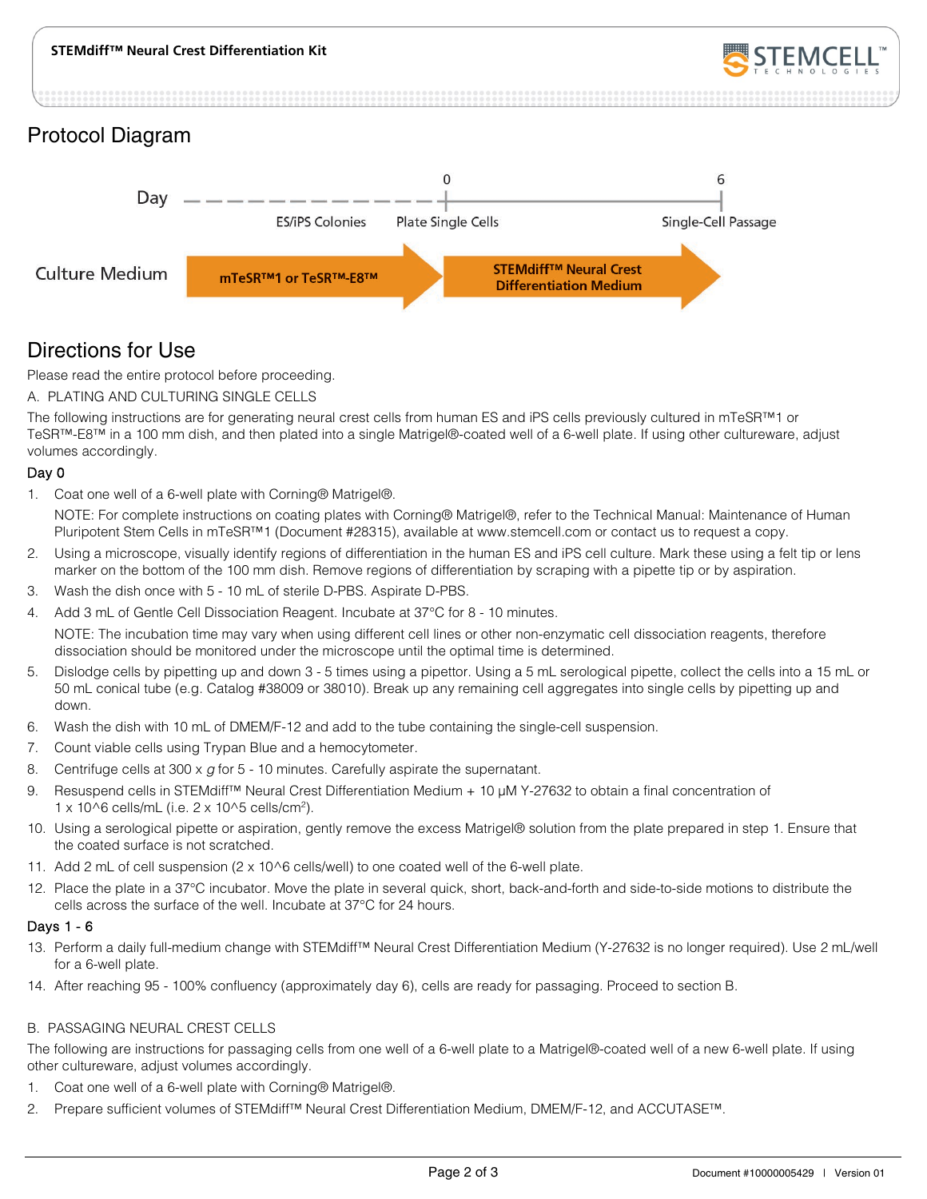## Protocol Diagram

| Day | ES/iPS Colonies | 0 – Plate Single Cells | 6 – Single-Cell Passage |
|---|---|---|---|
| Culture Medium | mTeSR™1 or TeSR™-E8™ | STEMdiff™ Neural Crest Differentiation Medium | |

## Directions for Use

Please read the entire protocol before proceeding.

### A. PLATING AND CULTURING SINGLE CELLS

The following instructions are for generating neural crest cells from human ES and iPS cells previously cultured in mTeSR™1 or TeSR™-E8™ in a 100 mm dish, and then plated into a single Matrigel®-coated well of a 6-well plate. If using other cultureware, adjust volumes accordingly.

**Day 0**

1. Coat one well of a 6-well plate with Corning® Matrigel®.

   NOTE: For complete instructions on coating plates with Corning® Matrigel®, refer to the Technical Manual: Maintenance of Human Pluripotent Stem Cells in mTeSR™1 (Document #28315), available at www.stemcell.com or contact us to request a copy.
2. Using a microscope, visually identify regions of differentiation in the human ES and iPS cell culture. Mark these using a felt tip or lens marker on the bottom of the 100 mm dish. Remove regions of differentiation by scraping with a pipette tip or by aspiration.
3. Wash the dish once with 5 - 10 mL of sterile D-PBS. Aspirate D-PBS.
4. Add 3 mL of Gentle Cell Dissociation Reagent. Incubate at 37°C for 8 - 10 minutes.

   NOTE: The incubation time may vary when using different cell lines or other non-enzymatic cell dissociation reagents, therefore dissociation should be monitored under the microscope until the optimal time is determined.
5. Dislodge cells by pipetting up and down 3 - 5 times using a pipettor. Using a 5 mL serological pipette, collect the cells into a 15 mL or 50 mL conical tube (e.g. Catalog #38009 or 38010). Break up any remaining cell aggregates into single cells by pipetting up and down.
6. Wash the dish with 10 mL of DMEM/F-12 and add to the tube containing the single-cell suspension.
7. Count viable cells using Trypan Blue and a hemocytometer.
8. Centrifuge cells at 300 x *g* for 5 - 10 minutes. Carefully aspirate the supernatant.
9. Resuspend cells in STEMdiff™ Neural Crest Differentiation Medium + 10 μM Y-27632 to obtain a final concentration of 1 x 10^6 cells/mL (i.e. 2 x 10^5 cells/cm$^2$).
10. Using a serological pipette or aspiration, gently remove the excess Matrigel® solution from the plate prepared in step 1. Ensure that the coated surface is not scratched.
11. Add 2 mL of cell suspension (2 x 10^6 cells/well) to one coated well of the 6-well plate.
12. Place the plate in a 37°C incubator. Move the plate in several quick, short, back-and-forth and side-to-side motions to distribute the cells across the surface of the well. Incubate at 37°C for 24 hours.

**Days 1 - 6**

13. Perform a daily full-medium change with STEMdiff™ Neural Crest Differentiation Medium (Y-27632 is no longer required). Use 2 mL/well for a 6-well plate.
14. After reaching 95 - 100% confluency (approximately day 6), cells are ready for passaging. Proceed to section B.

### B. PASSAGING NEURAL CREST CELLS

The following are instructions for passaging cells from one well of a 6-well plate to a Matrigel®-coated well of a new 6-well plate. If using other cultureware, adjust volumes accordingly.

1. Coat one well of a 6-well plate with Corning® Matrigel®.
2. Prepare sufficient volumes of STEMdiff™ Neural Crest Differentiation Medium, DMEM/F-12, and ACCUTASE™.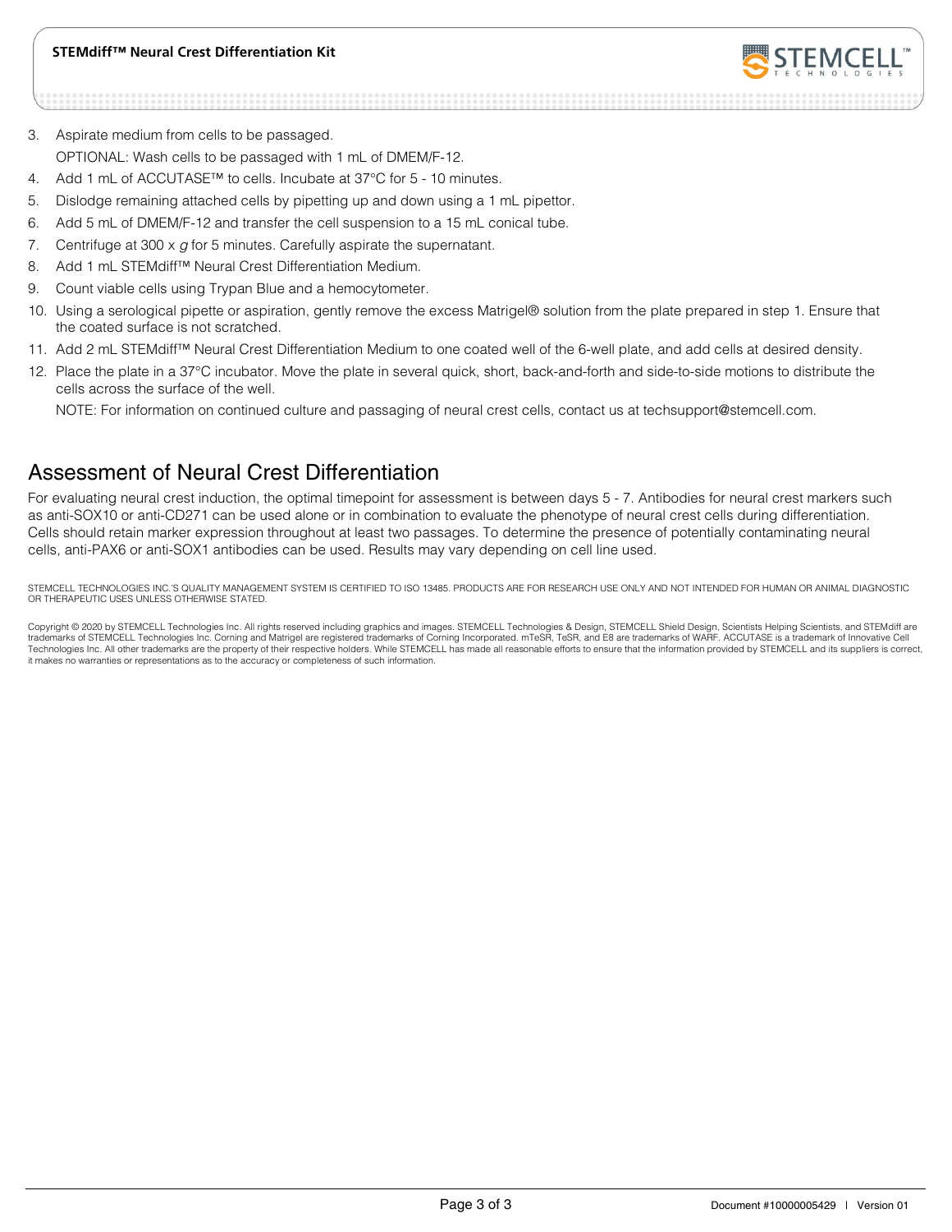3. Aspirate medium from cells to be passaged.

   OPTIONAL: Wash cells to be passaged with 1 mL of DMEM/F-12.

4. Add 1 mL of ACCUTASE™ to cells. Incubate at 37°C for 5 - 10 minutes.
5. Dislodge remaining attached cells by pipetting up and down using a 1 mL pipettor.
6. Add 5 mL of DMEM/F-12 and transfer the cell suspension to a 15 mL conical tube.
7. Centrifuge at 300 x *g* for 5 minutes. Carefully aspirate the supernatant.
8. Add 1 mL STEMdiff™ Neural Crest Differentiation Medium.
9. Count viable cells using Trypan Blue and a hemocytometer.
10. Using a serological pipette or aspiration, gently remove the excess Matrigel® solution from the plate prepared in step 1. Ensure that the coated surface is not scratched.
11. Add 2 mL STEMdiff™ Neural Crest Differentiation Medium to one coated well of the 6-well plate, and add cells at desired density.
12. Place the plate in a 37°C incubator. Move the plate in several quick, short, back-and-forth and side-to-side motions to distribute the cells across the surface of the well.

    NOTE: For information on continued culture and passaging of neural crest cells, contact us at techsupport@stemcell.com.

## Assessment of Neural Crest Differentiation

For evaluating neural crest induction, the optimal timepoint for assessment is between days 5 - 7. Antibodies for neural crest markers such as anti-SOX10 or anti-CD271 can be used alone or in combination to evaluate the phenotype of neural crest cells during differentiation. Cells should retain marker expression throughout at least two passages. To determine the presence of potentially contaminating neural cells, anti-PAX6 or anti-SOX1 antibodies can be used. Results may vary depending on cell line used.

STEMCELL TECHNOLOGIES INC.'S QUALITY MANAGEMENT SYSTEM IS CERTIFIED TO ISO 13485. PRODUCTS ARE FOR RESEARCH USE ONLY AND NOT INTENDED FOR HUMAN OR ANIMAL DIAGNOSTIC OR THERAPEUTIC USES UNLESS OTHERWISE STATED.

Copyright © 2020 by STEMCELL Technologies Inc. All rights reserved including graphics and images. STEMCELL Technologies & Design, STEMCELL Shield Design, Scientists Helping Scientists, and STEMdiff are trademarks of STEMCELL Technologies Inc. Corning and Matrigel are registered trademarks of Corning Incorporated. mTeSR, TeSR, and E8 are trademarks of WARF. ACCUTASE is a trademark of Innovative Cell Technologies Inc. All other trademarks are the property of their respective holders. While STEMCELL has made all reasonable efforts to ensure that the information provided by STEMCELL and its suppliers is correct, it makes no warranties or representations as to the accuracy or completeness of such information.